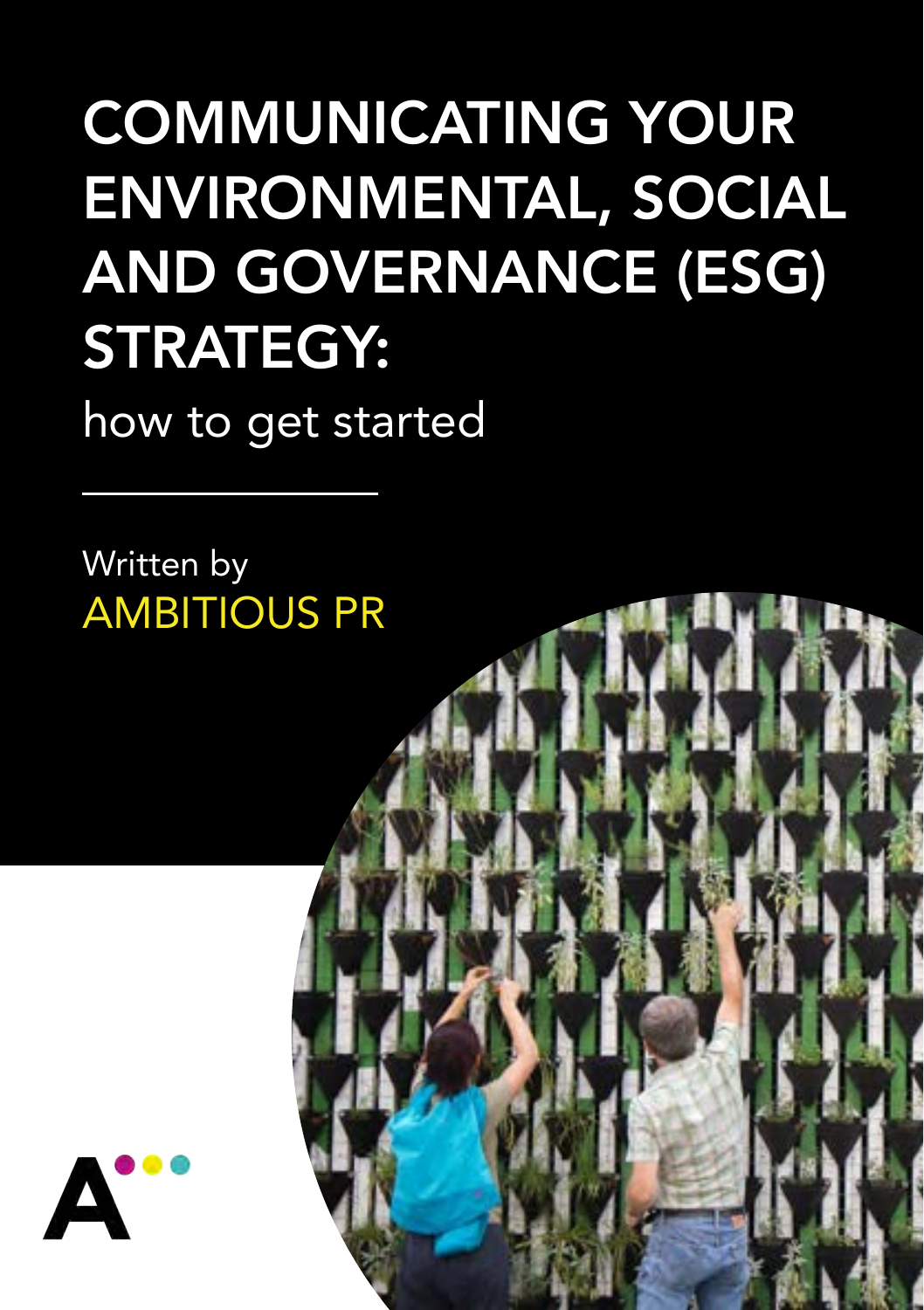# COMMUNICATING YOUR ENVIRONMENTAL, SOCIAL AND GOVERNANCE (ESG) STRATEGY:

how to get started

Written by

AMBITIOUS PR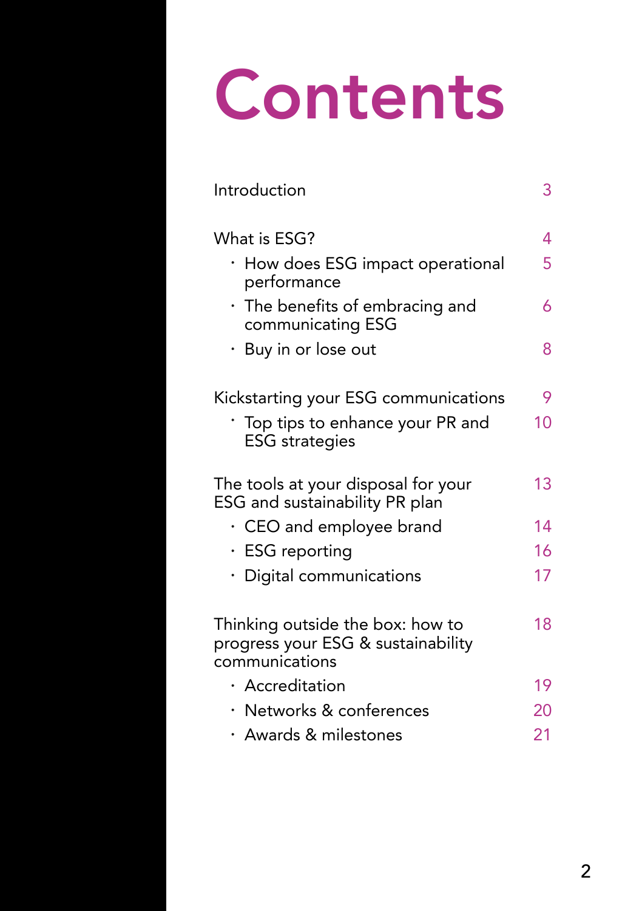# Contents

| | |
|---|---|
| Introduction | 3 |
| What is ESG? | 4 |
| · How does ESG impact operational performance | 5 |
| · The benefits of embracing and communicating ESG | 6 |
| · Buy in or lose out | 8 |
| Kickstarting your ESG communications | 9 |
| · Top tips to enhance your PR and ESG strategies | 10 |
| The tools at your disposal for your ESG and sustainability PR plan | 13 |
| · CEO and employee brand | 14 |
| · ESG reporting | 16 |
| · Digital communications | 17 |
| Thinking outside the box: how to progress your ESG & sustainability communications | 18 |
| · Accreditation | 19 |
| · Networks & conferences | 20 |
| · Awards & milestones | 21 |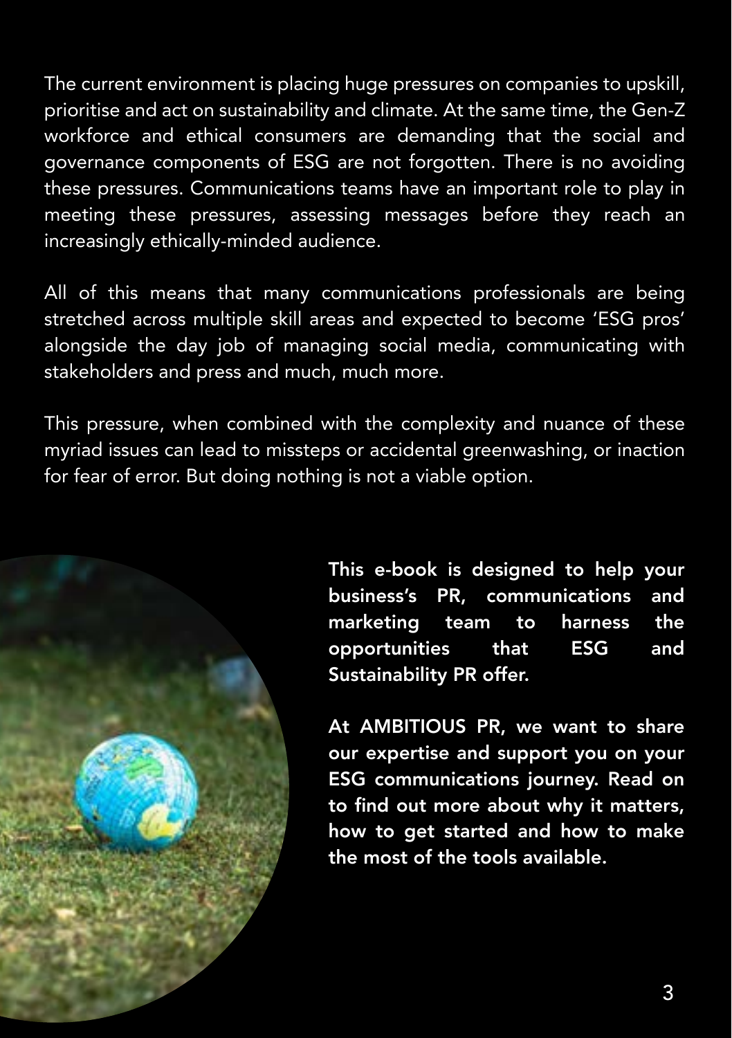The current environment is placing huge pressures on companies to upskill, prioritise and act on sustainability and climate. At the same time, the Gen-Z workforce and ethical consumers are demanding that the social and governance components of ESG are not forgotten. There is no avoiding these pressures. Communications teams have an important role to play in meeting these pressures, assessing messages before they reach an increasingly ethically-minded audience.

All of this means that many communications professionals are being stretched across multiple skill areas and expected to become 'ESG pros' alongside the day job of managing social media, communicating with stakeholders and press and much, much more.

This pressure, when combined with the complexity and nuance of these myriad issues can lead to missteps or accidental greenwashing, or inaction for fear of error. But doing nothing is not a viable option.

**This e-book is designed to help your business's PR, communications and marketing team to harness the opportunities that ESG and Sustainability PR offer.**

**At AMBITIOUS PR, we want to share our expertise and support you on your ESG communications journey. Read on to find out more about why it matters, how to get started and how to make the most of the tools available.**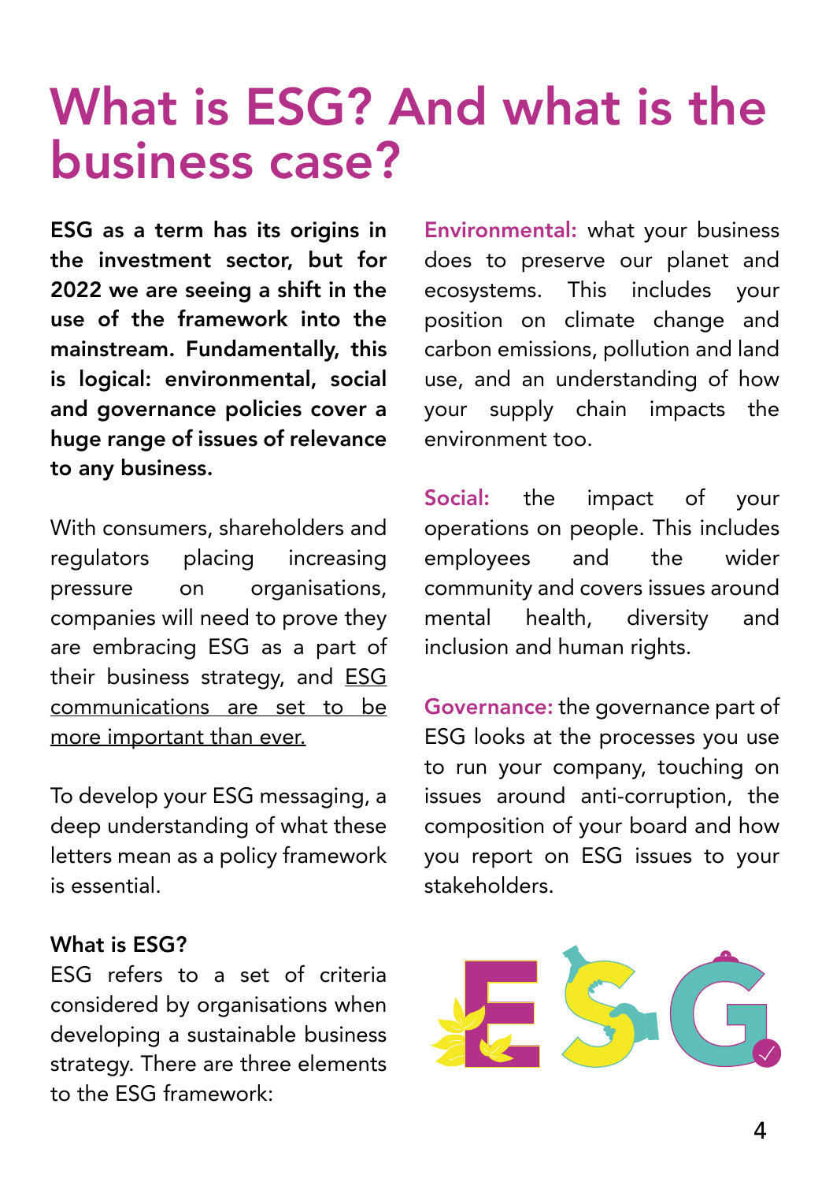# What is ESG? And what is the business case?

**ESG as a term has its origins in the investment sector, but for 2022 we are seeing a shift in the use of the framework into the mainstream. Fundamentally, this is logical: environmental, social and governance policies cover a huge range of issues of relevance to any business.**

With consumers, shareholders and regulators placing increasing pressure on organisations, companies will need to prove they are embracing ESG as a part of their business strategy, and ESG communications are set to be more important than ever.

To develop your ESG messaging, a deep understanding of what these letters mean as a policy framework is essential.

**What is ESG?**

ESG refers to a set of criteria considered by organisations when developing a sustainable business strategy. There are three elements to the ESG framework:

**Environmental:** what your business does to preserve our planet and ecosystems. This includes your position on climate change and carbon emissions, pollution and land use, and an understanding of how your supply chain impacts the environment too.

**Social:** the impact of your operations on people. This includes employees and the wider community and covers issues around mental health, diversity and inclusion and human rights.

**Governance:** the governance part of ESG looks at the processes you use to run your company, touching on issues around anti-corruption, the composition of your board and how you report on ESG issues to your stakeholders.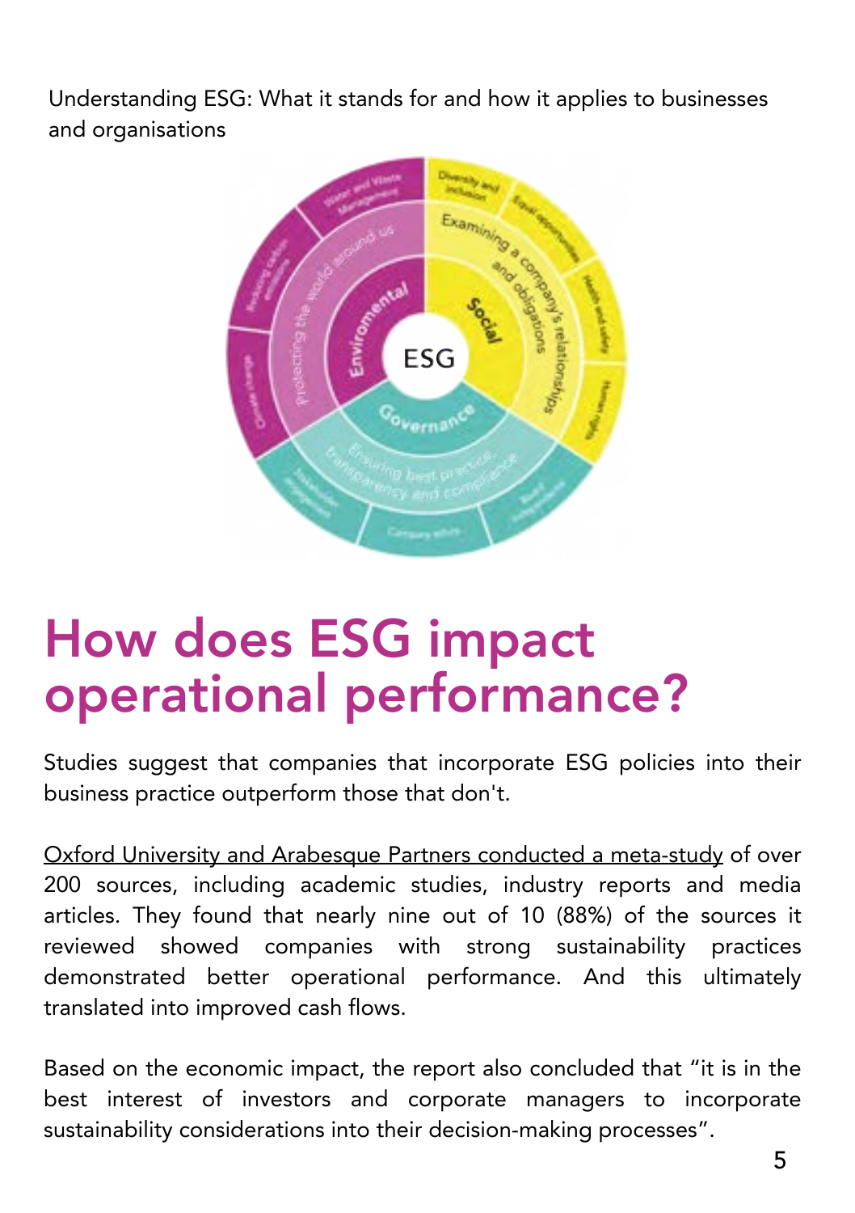Understanding ESG: What it stands for and how it applies to businesses and organisations

# How does ESG impact operational performance?

Studies suggest that companies that incorporate ESG policies into their business practice outperform those that don't.

Oxford University and Arabesque Partners conducted a meta-study of over 200 sources, including academic studies, industry reports and media articles. They found that nearly nine out of 10 (88%) of the sources it reviewed showed companies with strong sustainability practices demonstrated better operational performance. And this ultimately translated into improved cash flows.

Based on the economic impact, the report also concluded that "it is in the best interest of investors and corporate managers to incorporate sustainability considerations into their decision-making processes".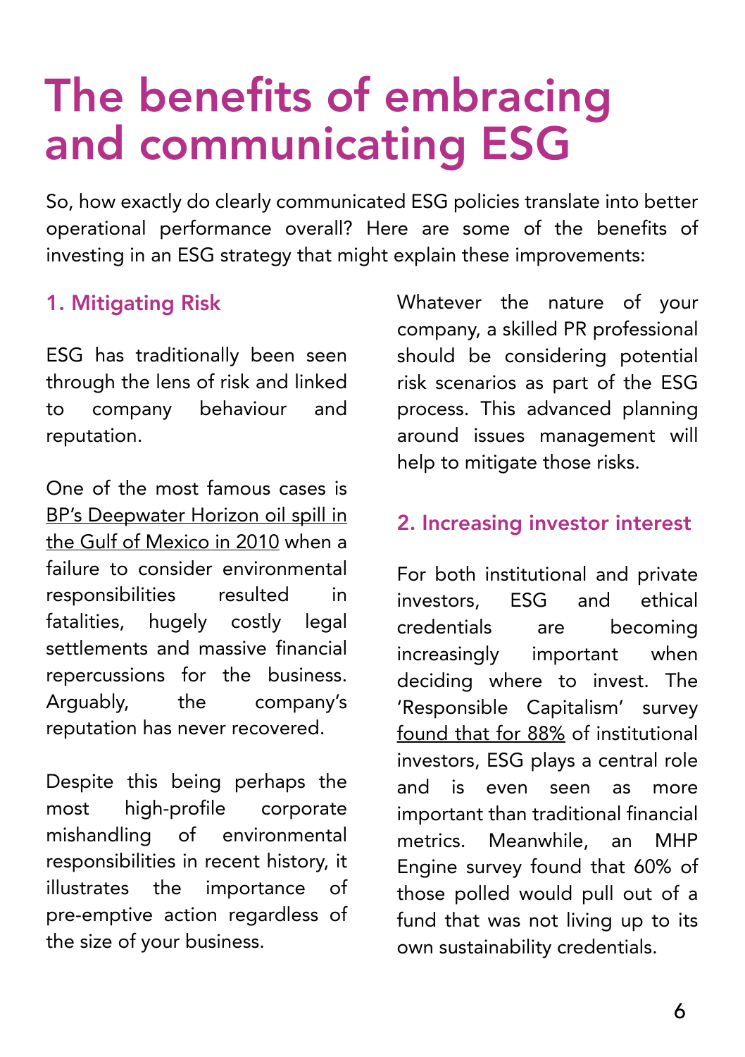# The benefits of embracing and communicating ESG

So, how exactly do clearly communicated ESG policies translate into better operational performance overall? Here are some of the benefits of investing in an ESG strategy that might explain these improvements:

### 1. Mitigating Risk

ESG has traditionally been seen through the lens of risk and linked to company behaviour and reputation.

One of the most famous cases is BP's Deepwater Horizon oil spill in the Gulf of Mexico in 2010 when a failure to consider environmental responsibilities resulted in fatalities, hugely costly legal settlements and massive financial repercussions for the business. Arguably, the company's reputation has never recovered.

Despite this being perhaps the most high-profile corporate mishandling of environmental responsibilities in recent history, it illustrates the importance of pre-emptive action regardless of the size of your business.

Whatever the nature of your company, a skilled PR professional should be considering potential risk scenarios as part of the ESG process. This advanced planning around issues management will help to mitigate those risks.

### 2. Increasing investor interest

For both institutional and private investors, ESG and ethical credentials are becoming increasingly important when deciding where to invest. The 'Responsible Capitalism' survey found that for 88% of institutional investors, ESG plays a central role and is even seen as more important than traditional financial metrics. Meanwhile, an MHP Engine survey found that 60% of those polled would pull out of a fund that was not living up to its own sustainability credentials.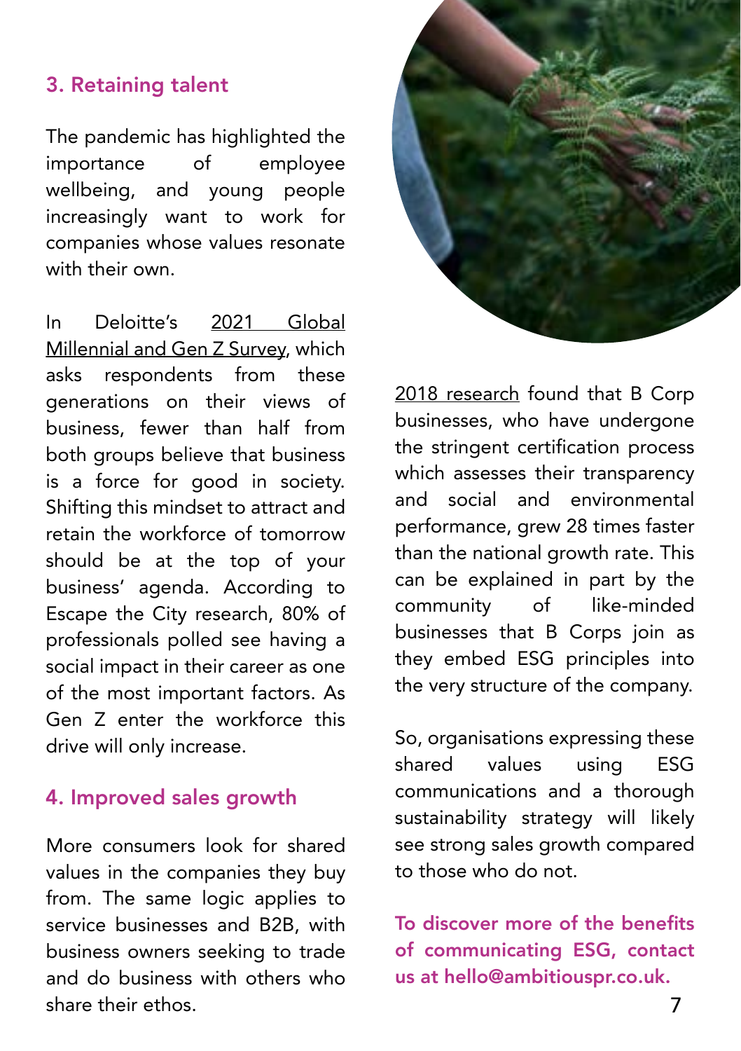## 3. Retaining talent

The pandemic has highlighted the importance of employee wellbeing, and young people increasingly want to work for companies whose values resonate with their own.

In Deloitte's 2021 Global Millennial and Gen Z Survey, which asks respondents from these generations on their views of business, fewer than half from both groups believe that business is a force for good in society. Shifting this mindset to attract and retain the workforce of tomorrow should be at the top of your business' agenda. According to Escape the City research, 80% of professionals polled see having a social impact in their career as one of the most important factors. As Gen Z enter the workforce this drive will only increase.

## 4. Improved sales growth

More consumers look for shared values in the companies they buy from. The same logic applies to service businesses and B2B, with business owners seeking to trade and do business with others who share their ethos.

2018 research found that B Corp businesses, who have undergone the stringent certification process which assesses their transparency and social and environmental performance, grew 28 times faster than the national growth rate. This can be explained in part by the community of like-minded businesses that B Corps join as they embed ESG principles into the very structure of the company.

So, organisations expressing these shared values using ESG communications and a thorough sustainability strategy will likely see strong sales growth compared to those who do not.

**To discover more of the benefits of communicating ESG, contact us at hello@ambitiouspr.co.uk.**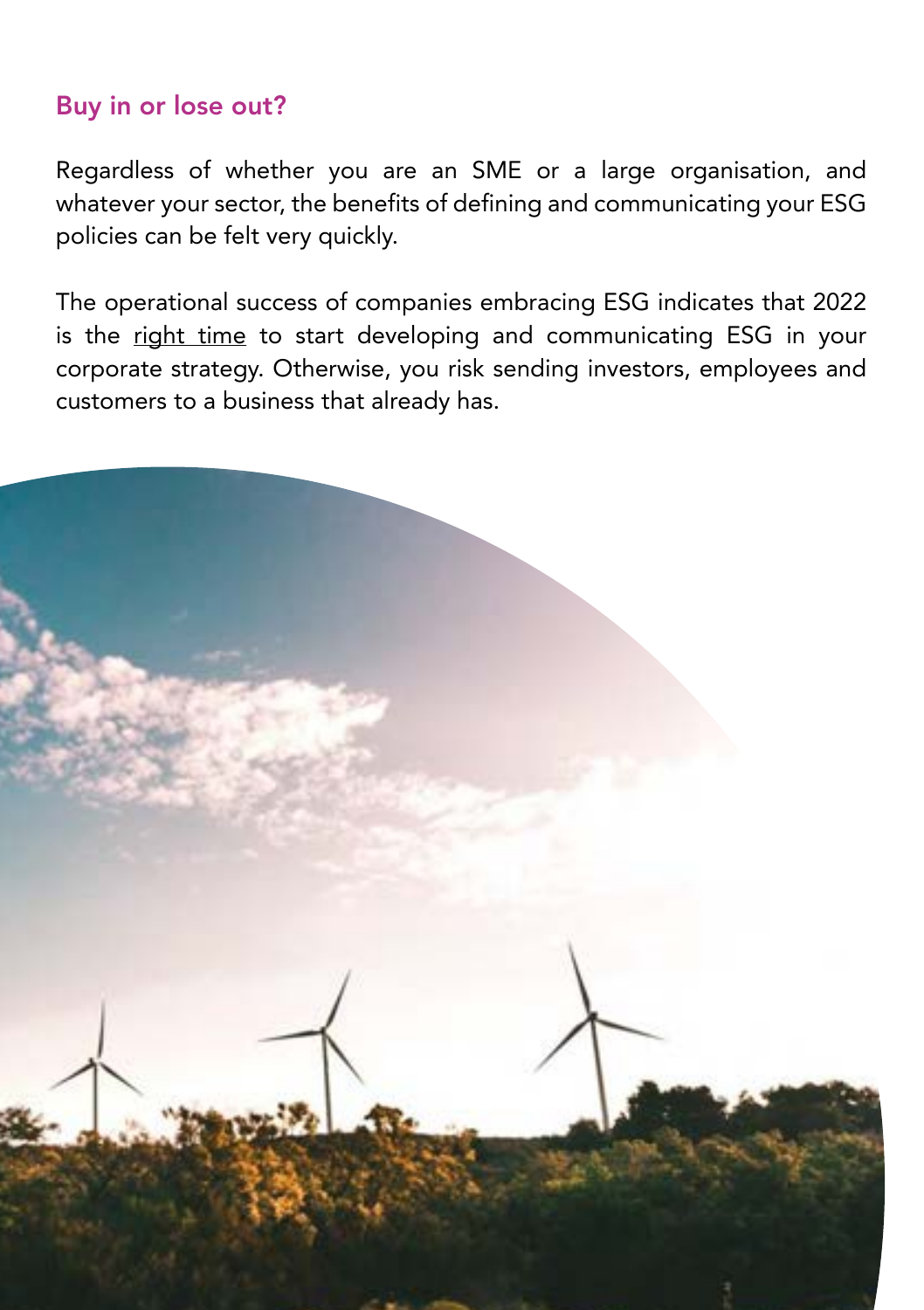## Buy in or lose out?

Regardless of whether you are an SME or a large organisation, and whatever your sector, the benefits of defining and communicating your ESG policies can be felt very quickly.

The operational success of companies embracing ESG indicates that 2022 is the right time to start developing and communicating ESG in your corporate strategy. Otherwise, you risk sending investors, employees and customers to a business that already has.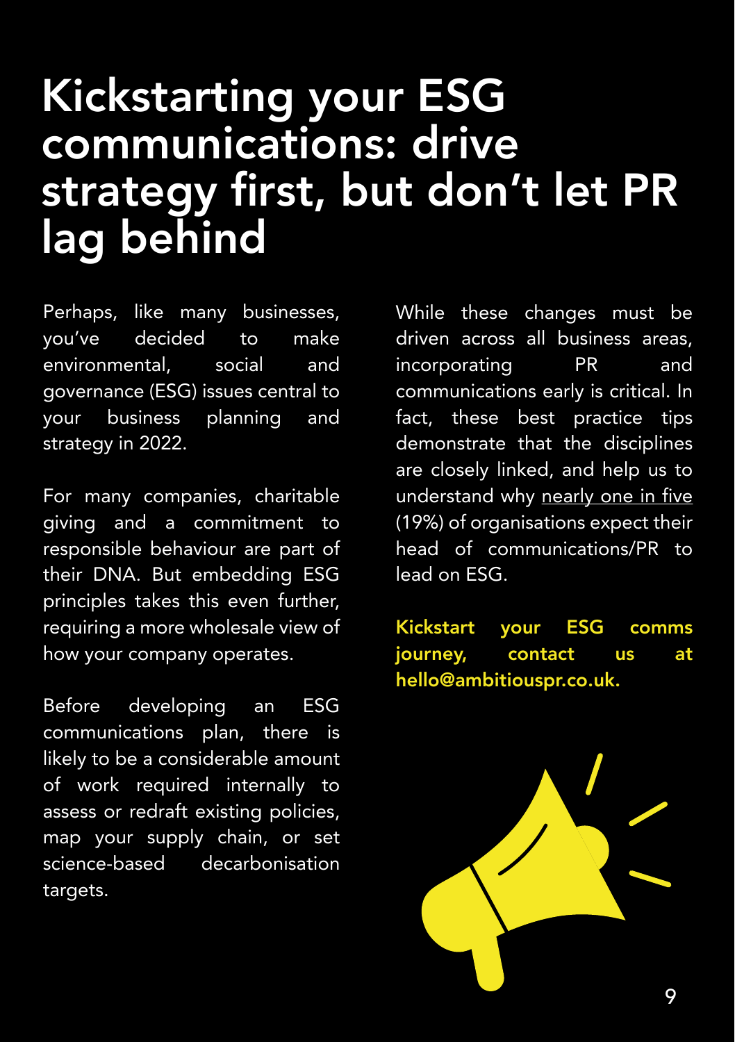# Kickstarting your ESG communications: drive strategy first, but don't let PR lag behind

Perhaps, like many businesses, you've decided to make environmental, social and governance (ESG) issues central to your business planning and strategy in 2022.

For many companies, charitable giving and a commitment to responsible behaviour are part of their DNA. But embedding ESG principles takes this even further, requiring a more wholesale view of how your company operates.

Before developing an ESG communications plan, there is likely to be a considerable amount of work required internally to assess or redraft existing policies, map your supply chain, or set science-based decarbonisation targets.

While these changes must be driven across all business areas, incorporating PR and communications early is critical. In fact, these best practice tips demonstrate that the disciplines are closely linked, and help us to understand why nearly one in five (19%) of organisations expect their head of communications/PR to lead on ESG.

**Kickstart your ESG comms journey, contact us at hello@ambitiouspr.co.uk.**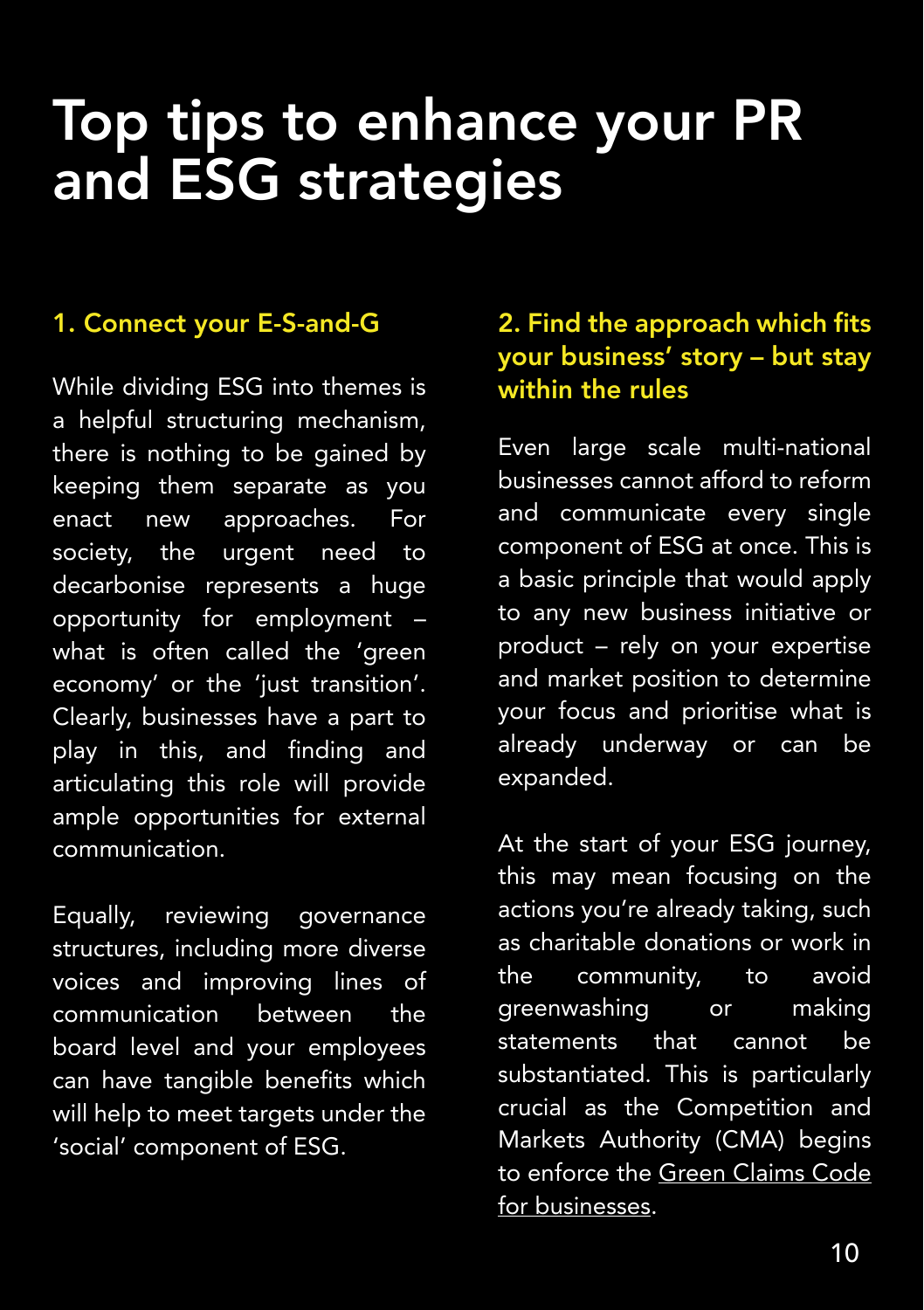# Top tips to enhance your PR and ESG strategies

## 1. Connect your E-S-and-G

While dividing ESG into themes is a helpful structuring mechanism, there is nothing to be gained by keeping them separate as you enact new approaches. For society, the urgent need to decarbonise represents a huge opportunity for employment – what is often called the 'green economy' or the 'just transition'. Clearly, businesses have a part to play in this, and finding and articulating this role will provide ample opportunities for external communication.

Equally, reviewing governance structures, including more diverse voices and improving lines of communication between the board level and your employees can have tangible benefits which will help to meet targets under the 'social' component of ESG.

## 2. Find the approach which fits your business' story – but stay within the rules

Even large scale multi-national businesses cannot afford to reform and communicate every single component of ESG at once. This is a basic principle that would apply to any new business initiative or product – rely on your expertise and market position to determine your focus and prioritise what is already underway or can be expanded.

At the start of your ESG journey, this may mean focusing on the actions you're already taking, such as charitable donations or work in the community, to avoid greenwashing or making statements that cannot be substantiated. This is particularly crucial as the Competition and Markets Authority (CMA) begins to enforce the Green Claims Code for businesses.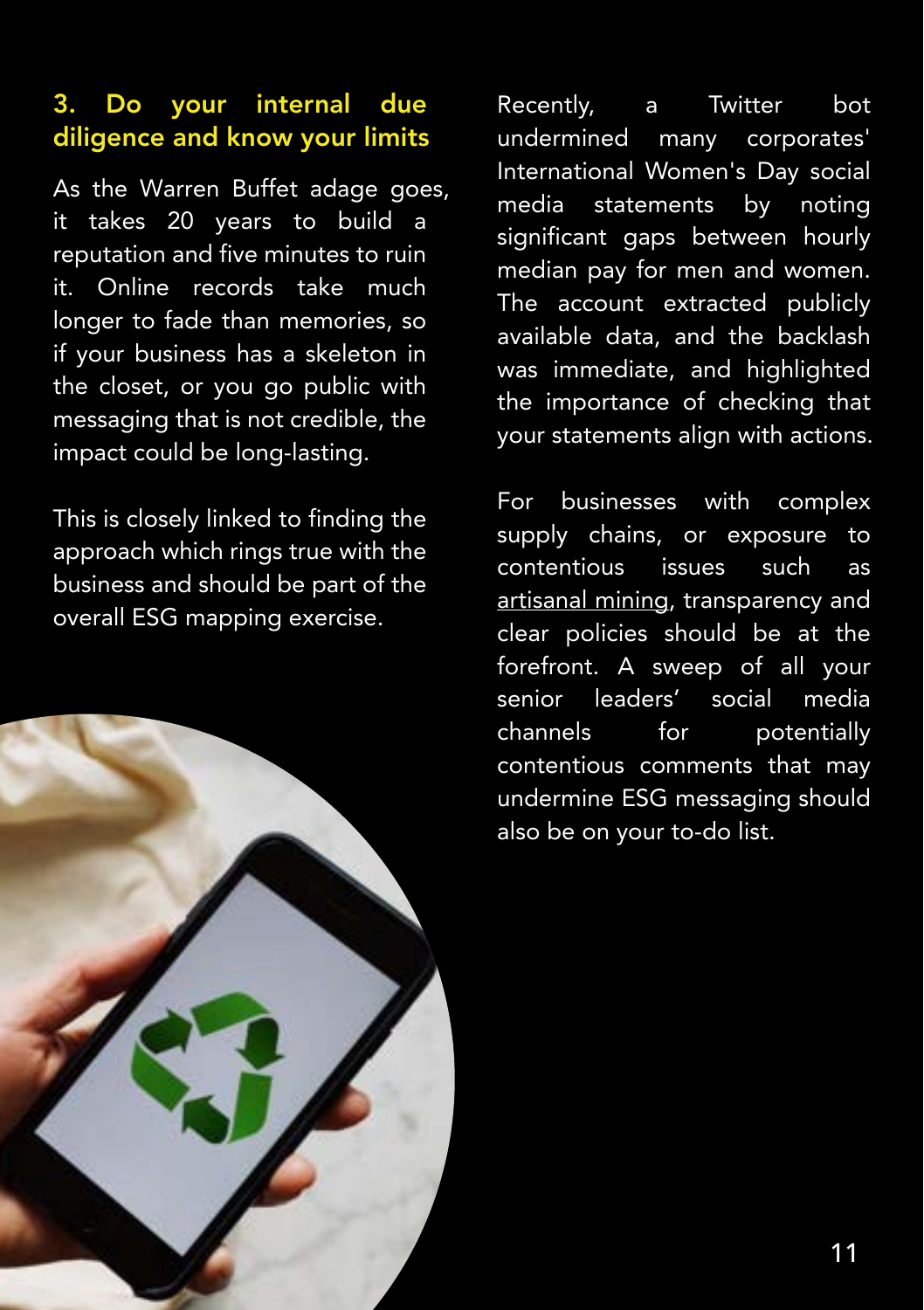### 3. Do your internal due diligence and know your limits

As the Warren Buffet adage goes, it takes 20 years to build a reputation and five minutes to ruin it. Online records take much longer to fade than memories, so if your business has a skeleton in the closet, or you go public with messaging that is not credible, the impact could be long-lasting.

This is closely linked to finding the approach which rings true with the business and should be part of the overall ESG mapping exercise.

Recently, a Twitter bot undermined many corporates' International Women's Day social media statements by noting significant gaps between hourly median pay for men and women. The account extracted publicly available data, and the backlash was immediate, and highlighted the importance of checking that your statements align with actions.

For businesses with complex supply chains, or exposure to contentious issues such as artisanal mining, transparency and clear policies should be at the forefront. A sweep of all your senior leaders' social media channels for potentially contentious comments that may undermine ESG messaging should also be on your to-do list.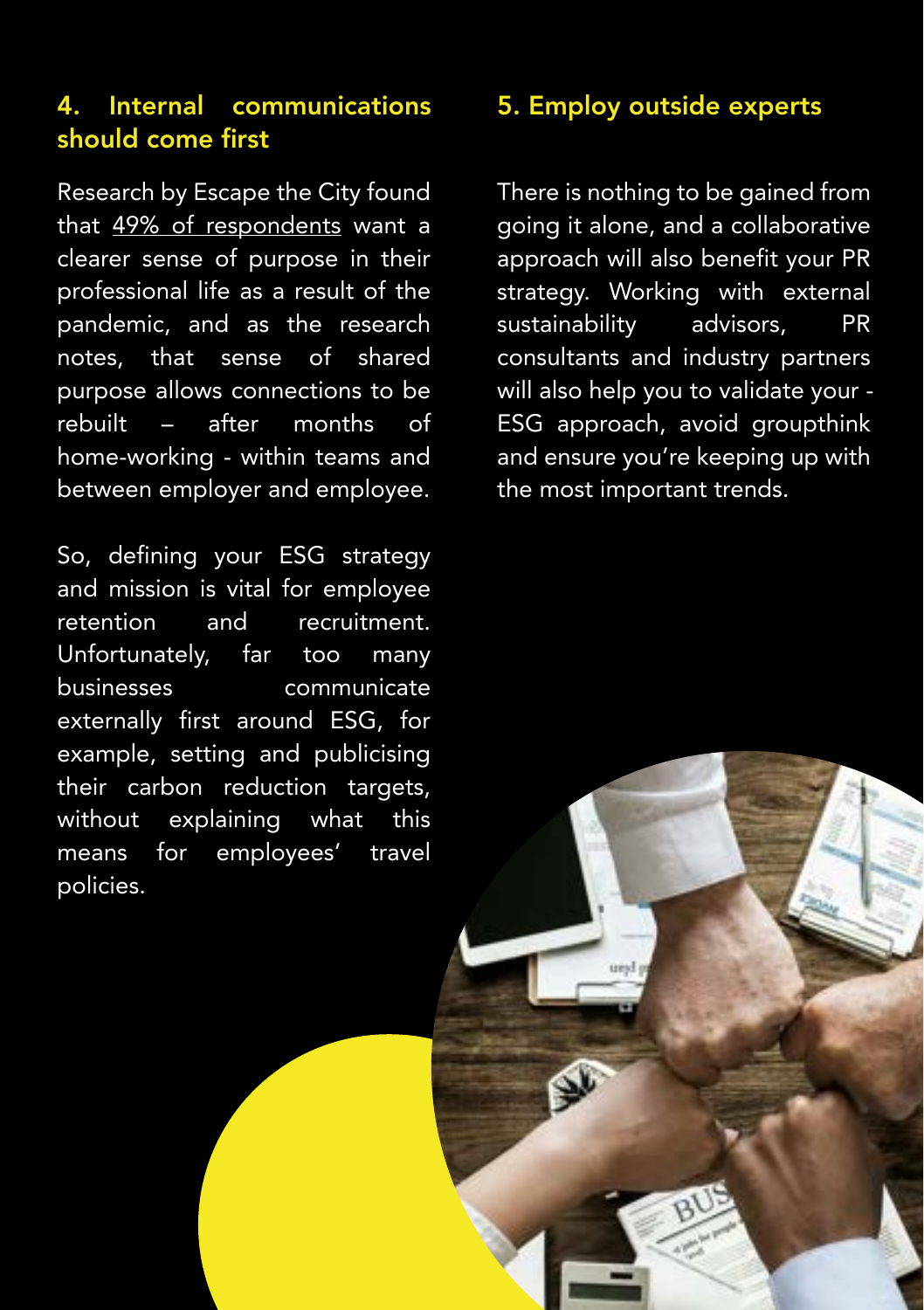## 4. Internal communications should come first

Research by Escape the City found that 49% of respondents want a clearer sense of purpose in their professional life as a result of the pandemic, and as the research notes, that sense of shared purpose allows connections to be rebuilt – after months of home-working - within teams and between employer and employee.

So, defining your ESG strategy and mission is vital for employee retention and recruitment. Unfortunately, far too many businesses communicate externally first around ESG, for example, setting and publicising their carbon reduction targets, without explaining what this means for employees' travel policies.

## 5. Employ outside experts

There is nothing to be gained from going it alone, and a collaborative approach will also benefit your PR strategy. Working with external sustainability advisors, PR consultants and industry partners will also help you to validate your - ESG approach, avoid groupthink and ensure you're keeping up with the most important trends.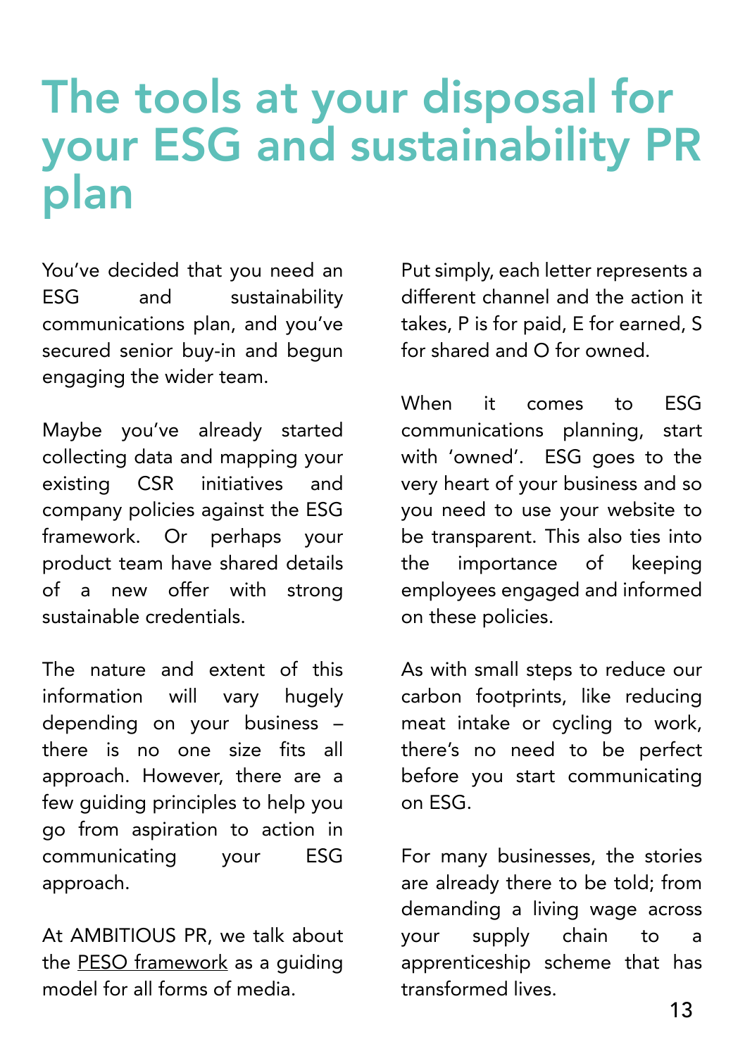# The tools at your disposal for your ESG and sustainability PR plan

You've decided that you need an ESG and sustainability communications plan, and you've secured senior buy-in and begun engaging the wider team.

Maybe you've already started collecting data and mapping your existing CSR initiatives and company policies against the ESG framework. Or perhaps your product team have shared details of a new offer with strong sustainable credentials.

The nature and extent of this information will vary hugely depending on your business – there is no one size fits all approach. However, there are a few guiding principles to help you go from aspiration to action in communicating your ESG approach.

At AMBITIOUS PR, we talk about the PESO framework as a guiding model for all forms of media.

Put simply, each letter represents a different channel and the action it takes, P is for paid, E for earned, S for shared and O for owned.

When it comes to ESG communications planning, start with 'owned'. ESG goes to the very heart of your business and so you need to use your website to be transparent. This also ties into the importance of keeping employees engaged and informed on these policies.

As with small steps to reduce our carbon footprints, like reducing meat intake or cycling to work, there's no need to be perfect before you start communicating on ESG.

For many businesses, the stories are already there to be told; from demanding a living wage across your supply chain to a apprenticeship scheme that has transformed lives.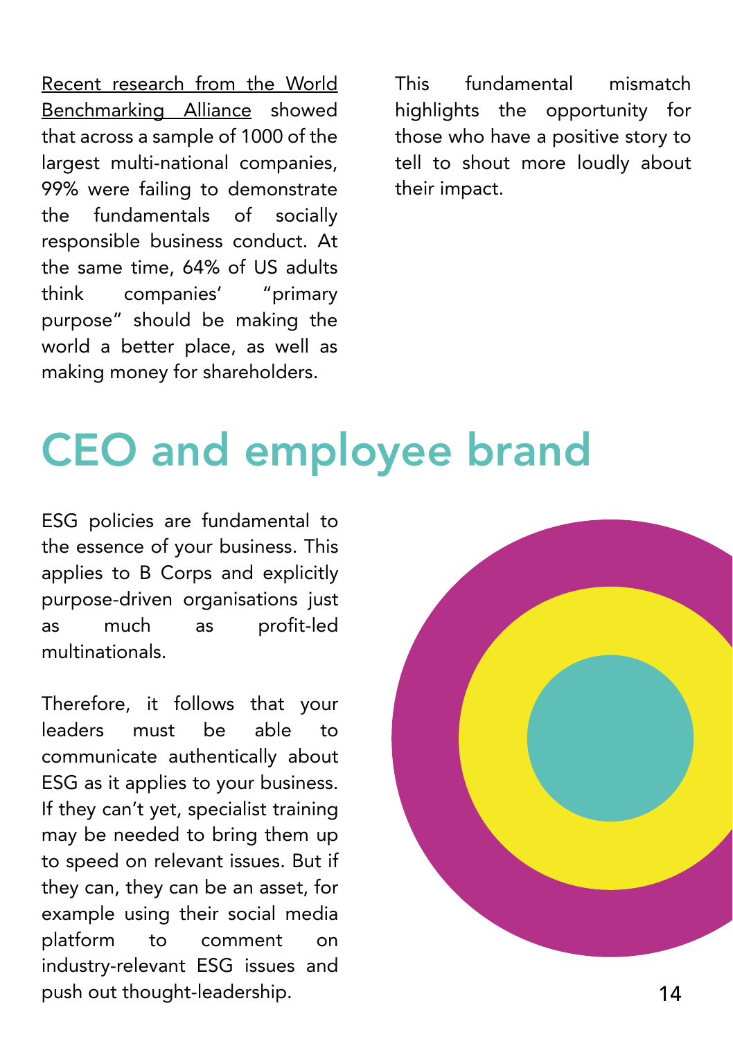Recent research from the World Benchmarking Alliance showed that across a sample of 1000 of the largest multi-national companies, 99% were failing to demonstrate the fundamentals of socially responsible business conduct. At the same time, 64% of US adults think companies' "primary purpose" should be making the world a better place, as well as making money for shareholders.

This fundamental mismatch highlights the opportunity for those who have a positive story to tell to shout more loudly about their impact.

# CEO and employee brand

ESG policies are fundamental to the essence of your business. This applies to B Corps and explicitly purpose-driven organisations just as much as profit-led multinationals.

Therefore, it follows that your leaders must be able to communicate authentically about ESG as it applies to your business. If they can't yet, specialist training may be needed to bring them up to speed on relevant issues. But if they can, they can be an asset, for example using their social media platform to comment on industry-relevant ESG issues and push out thought-leadership.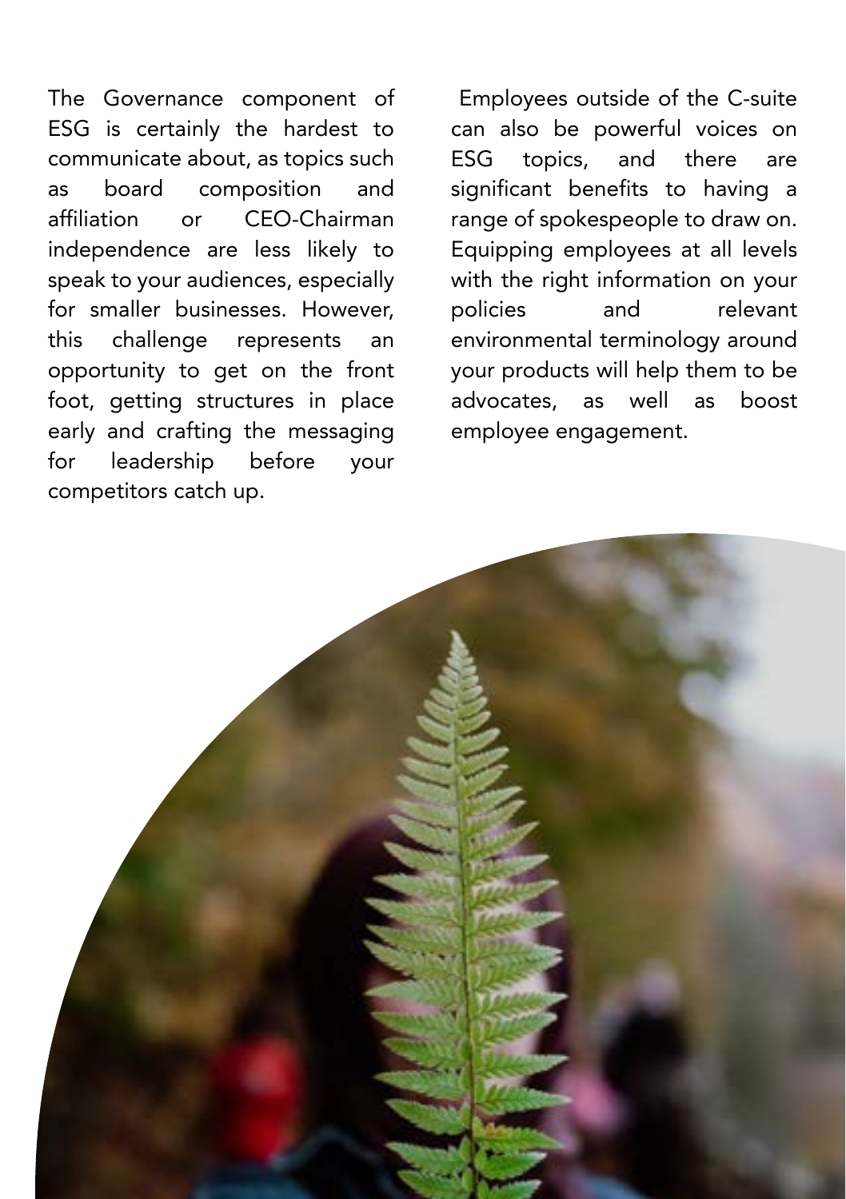The Governance component of ESG is certainly the hardest to communicate about, as topics such as board composition and affiliation or CEO-Chairman independence are less likely to speak to your audiences, especially for smaller businesses. However, this challenge represents an opportunity to get on the front foot, getting structures in place early and crafting the messaging for leadership before your competitors catch up.

Employees outside of the C-suite can also be powerful voices on ESG topics, and there are significant benefits to having a range of spokespeople to draw on. Equipping employees at all levels with the right information on your policies and relevant environmental terminology around your products will help them to be advocates, as well as boost employee engagement.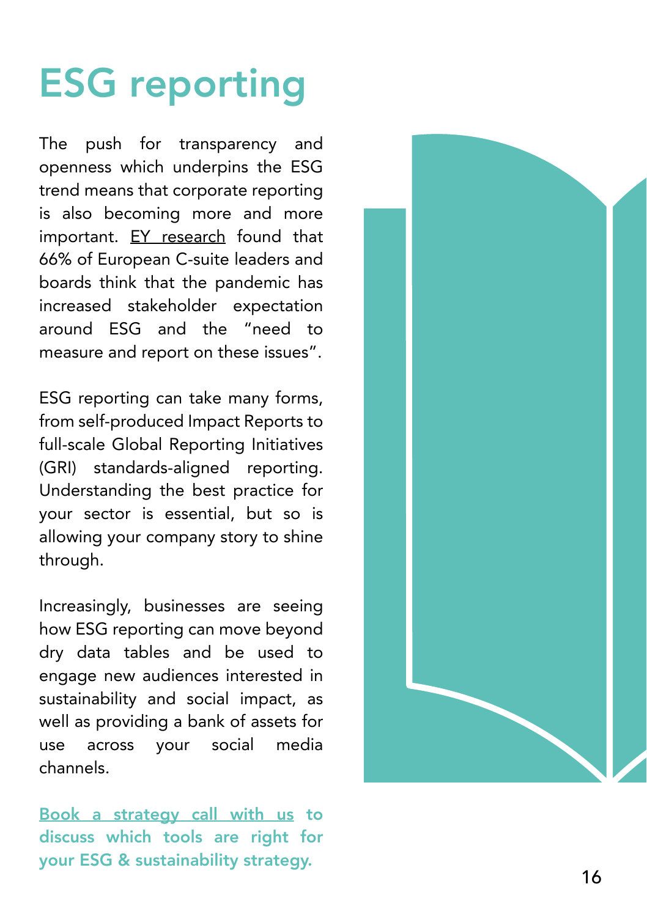# ESG reporting

The push for transparency and openness which underpins the ESG trend means that corporate reporting is also becoming more and more important. EY research found that 66% of European C-suite leaders and boards think that the pandemic has increased stakeholder expectation around ESG and the "need to measure and report on these issues".

ESG reporting can take many forms, from self-produced Impact Reports to full-scale Global Reporting Initiatives (GRI) standards-aligned reporting. Understanding the best practice for your sector is essential, but so is allowing your company story to shine through.

Increasingly, businesses are seeing how ESG reporting can move beyond dry data tables and be used to engage new audiences interested in sustainability and social impact, as well as providing a bank of assets for use across your social media channels.

**Book a strategy call with us to discuss which tools are right for your ESG & sustainability strategy.**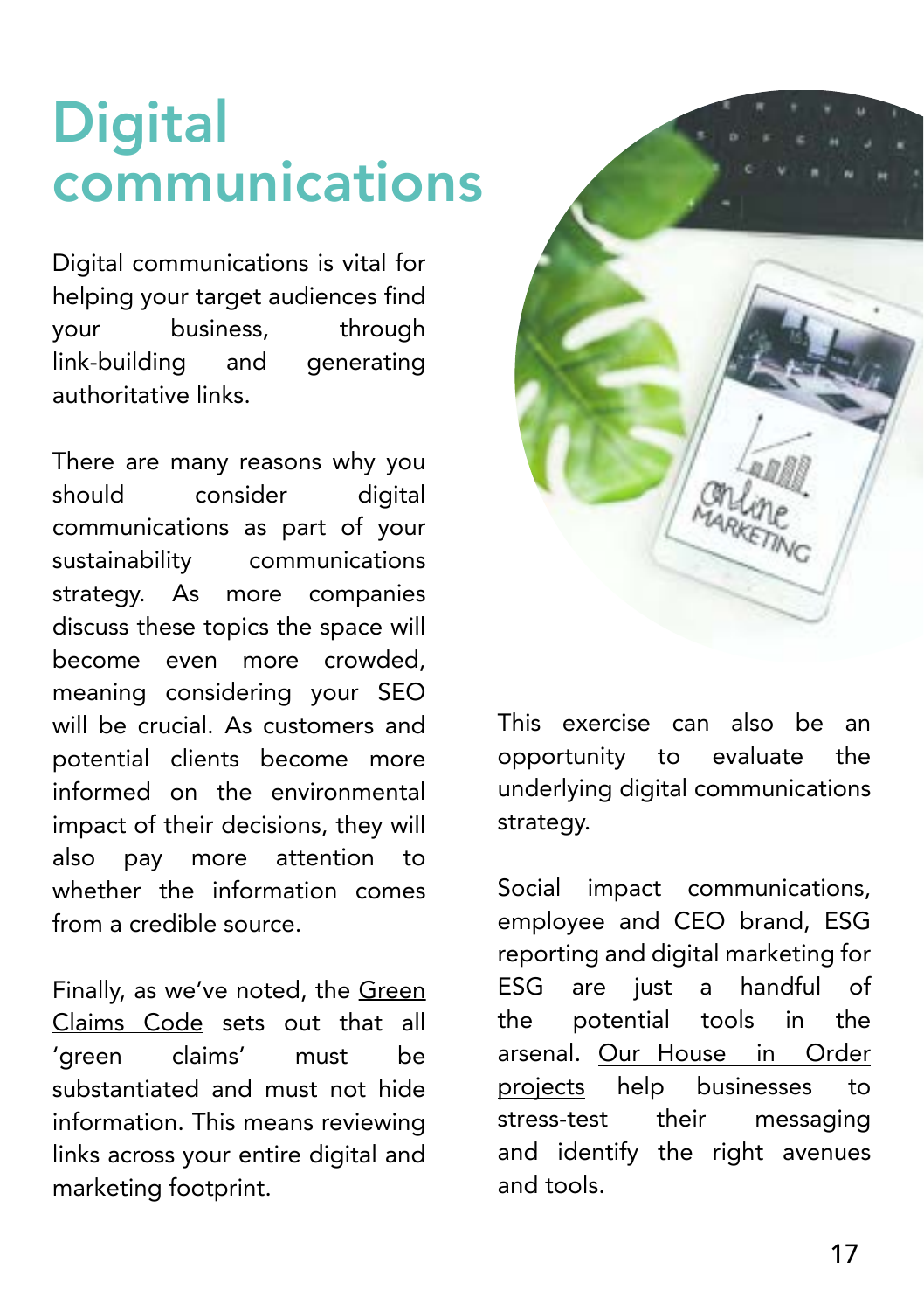# Digital communications

Digital communications is vital for helping your target audiences find your business, through link-building and generating authoritative links.

There are many reasons why you should consider digital communications as part of your sustainability communications strategy. As more companies discuss these topics the space will become even more crowded, meaning considering your SEO will be crucial. As customers and potential clients become more informed on the environmental impact of their decisions, they will also pay more attention to whether the information comes from a credible source.

Finally, as we've noted, the Green Claims Code sets out that all 'green claims' must be substantiated and must not hide information. This means reviewing links across your entire digital and marketing footprint.

This exercise can also be an opportunity to evaluate the underlying digital communications strategy.

Social impact communications, employee and CEO brand, ESG reporting and digital marketing for ESG are just a handful of the potential tools in the arsenal. Our House in Order projects help businesses to stress-test their messaging and identify the right avenues and tools.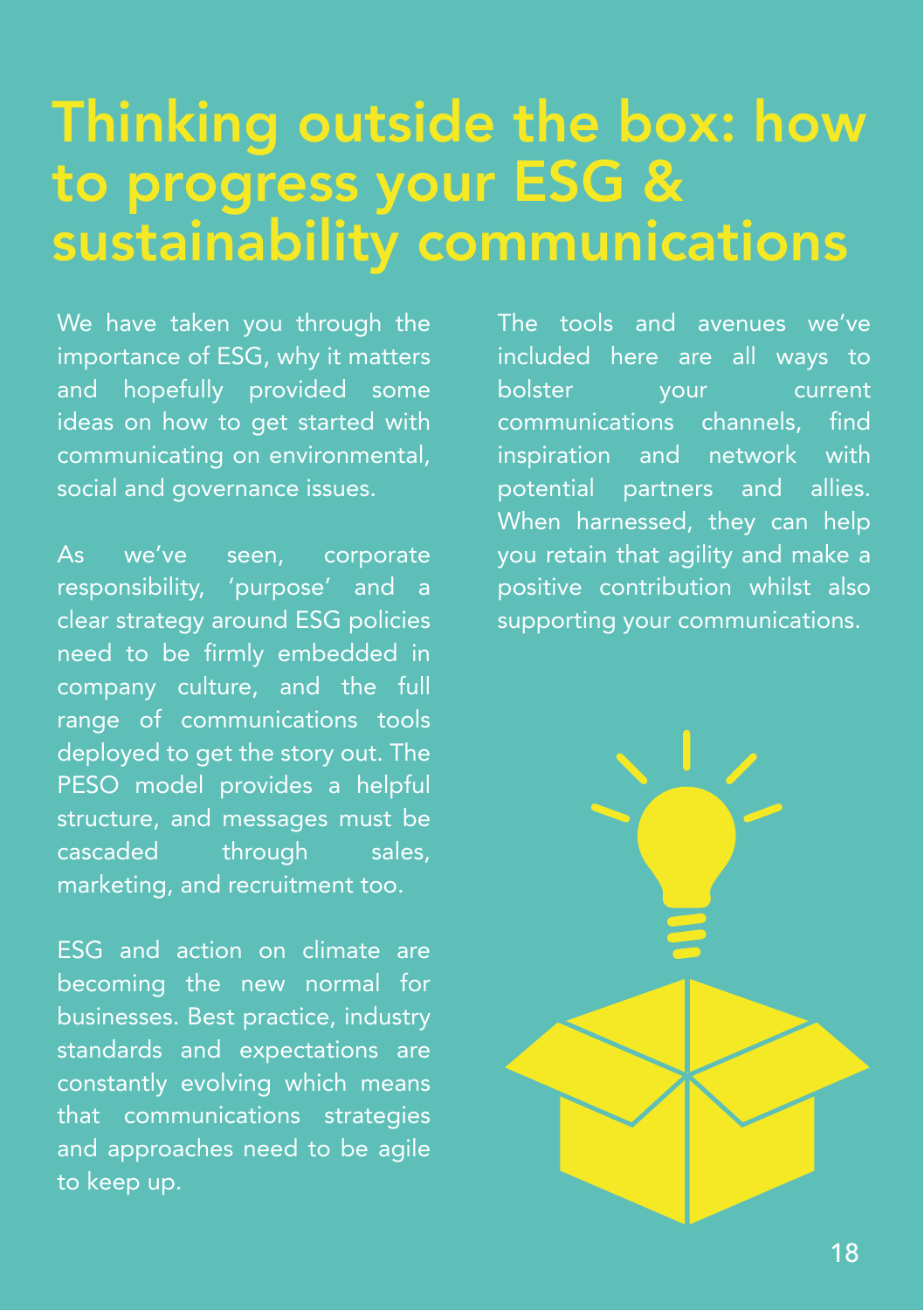# Thinking outside the box: how to progress your ESG & sustainability communications

We have taken you through the importance of ESG, why it matters and hopefully provided some ideas on how to get started with communicating on environmental, social and governance issues.

As we've seen, corporate responsibility, 'purpose' and a clear strategy around ESG policies need to be firmly embedded in company culture, and the full range of communications tools deployed to get the story out. The PESO model provides a helpful structure, and messages must be cascaded through sales, marketing, and recruitment too.

ESG and action on climate are becoming the new normal for businesses. Best practice, industry standards and expectations are constantly evolving which means that communications strategies and approaches need to be agile to keep up.

The tools and avenues we've included here are all ways to bolster your current communications channels, find inspiration and network with potential partners and allies. When harnessed, they can help you retain that agility and make a positive contribution whilst also supporting your communications.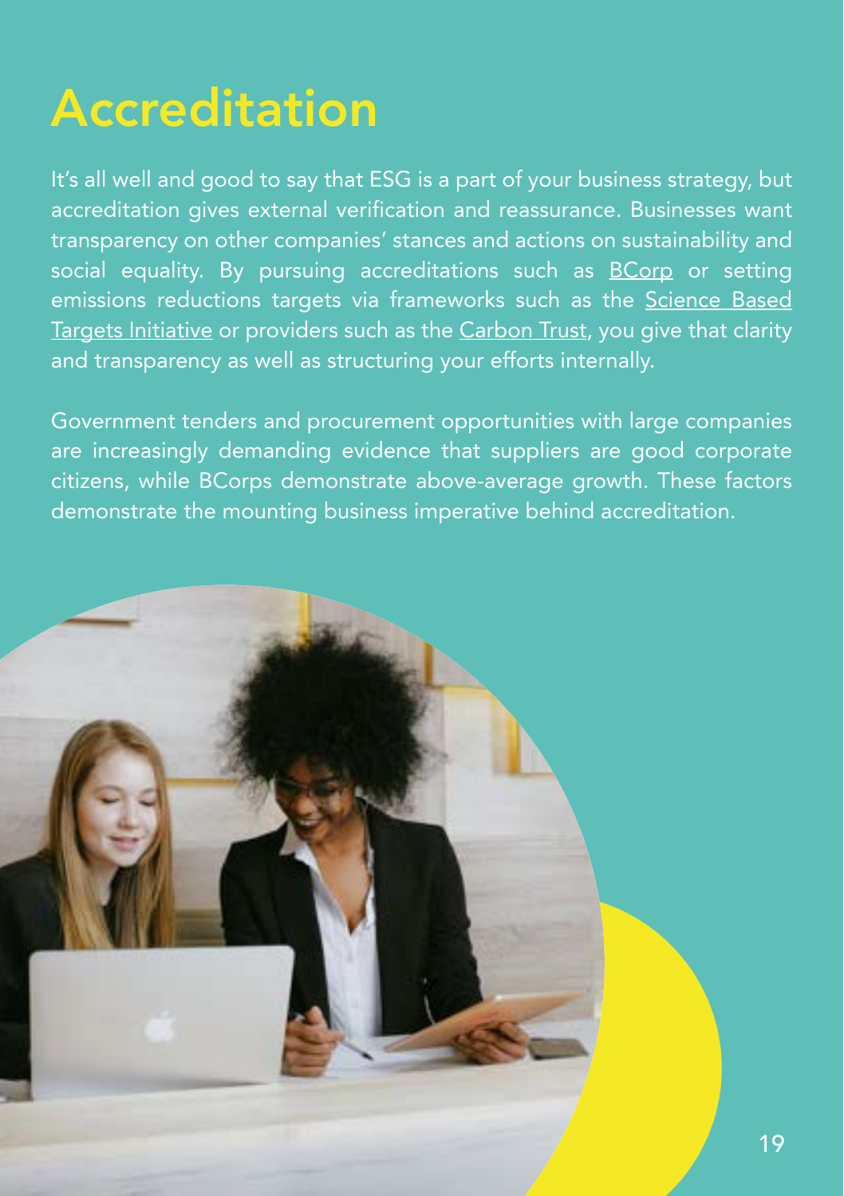# Accreditation

It's all well and good to say that ESG is a part of your business strategy, but accreditation gives external verification and reassurance. Businesses want transparency on other companies' stances and actions on sustainability and social equality. By pursuing accreditations such as BCorp or setting emissions reductions targets via frameworks such as the Science Based Targets Initiative or providers such as the Carbon Trust, you give that clarity and transparency as well as structuring your efforts internally.

Government tenders and procurement opportunities with large companies are increasingly demanding evidence that suppliers are good corporate citizens, while BCorps demonstrate above-average growth. These factors demonstrate the mounting business imperative behind accreditation.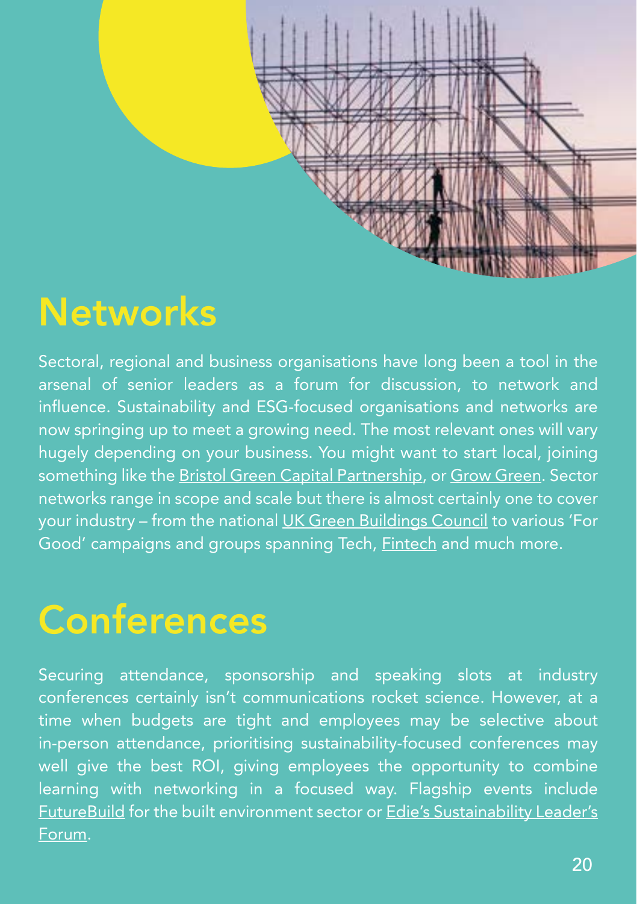# Networks

Sectoral, regional and business organisations have long been a tool in the arsenal of senior leaders as a forum for discussion, to network and influence. Sustainability and ESG-focused organisations and networks are now springing up to meet a growing need. The most relevant ones will vary hugely depending on your business. You might want to start local, joining something like the Bristol Green Capital Partnership, or Grow Green. Sector networks range in scope and scale but there is almost certainly one to cover your industry – from the national UK Green Buildings Council to various 'For Good' campaigns and groups spanning Tech, Fintech and much more.

# Conferences

Securing attendance, sponsorship and speaking slots at industry conferences certainly isn't communications rocket science. However, at a time when budgets are tight and employees may be selective about in-person attendance, prioritising sustainability-focused conferences may well give the best ROI, giving employees the opportunity to combine learning with networking in a focused way. Flagship events include FutureBuild for the built environment sector or Edie's Sustainability Leader's Forum.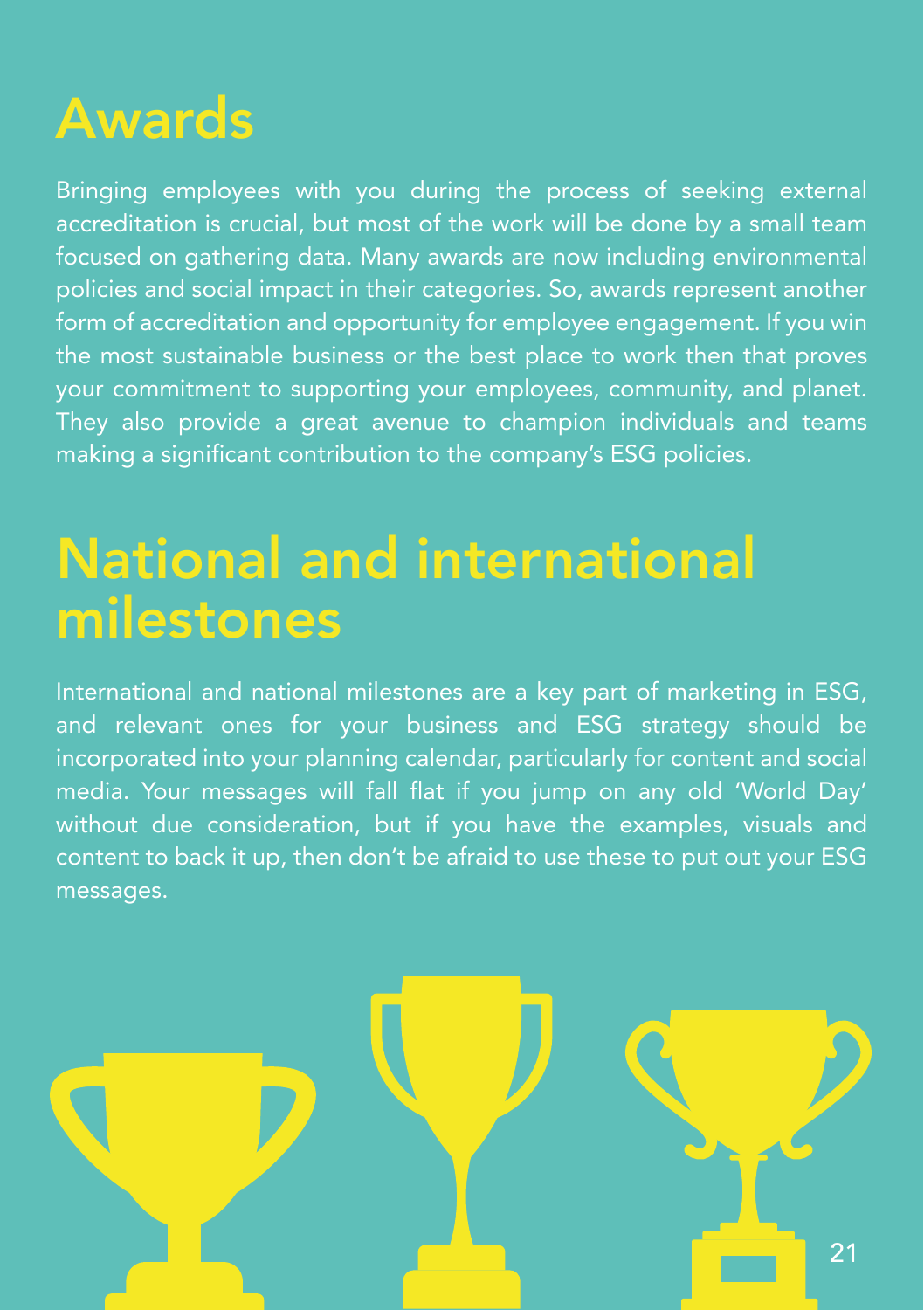# Awards

Bringing employees with you during the process of seeking external accreditation is crucial, but most of the work will be done by a small team focused on gathering data. Many awards are now including environmental policies and social impact in their categories. So, awards represent another form of accreditation and opportunity for employee engagement. If you win the most sustainable business or the best place to work then that proves your commitment to supporting your employees, community, and planet. They also provide a great avenue to champion individuals and teams making a significant contribution to the company's ESG policies.

# National and international milestones

International and national milestones are a key part of marketing in ESG, and relevant ones for your business and ESG strategy should be incorporated into your planning calendar, particularly for content and social media. Your messages will fall flat if you jump on any old 'World Day' without due consideration, but if you have the examples, visuals and content to back it up, then don't be afraid to use these to put out your ESG messages.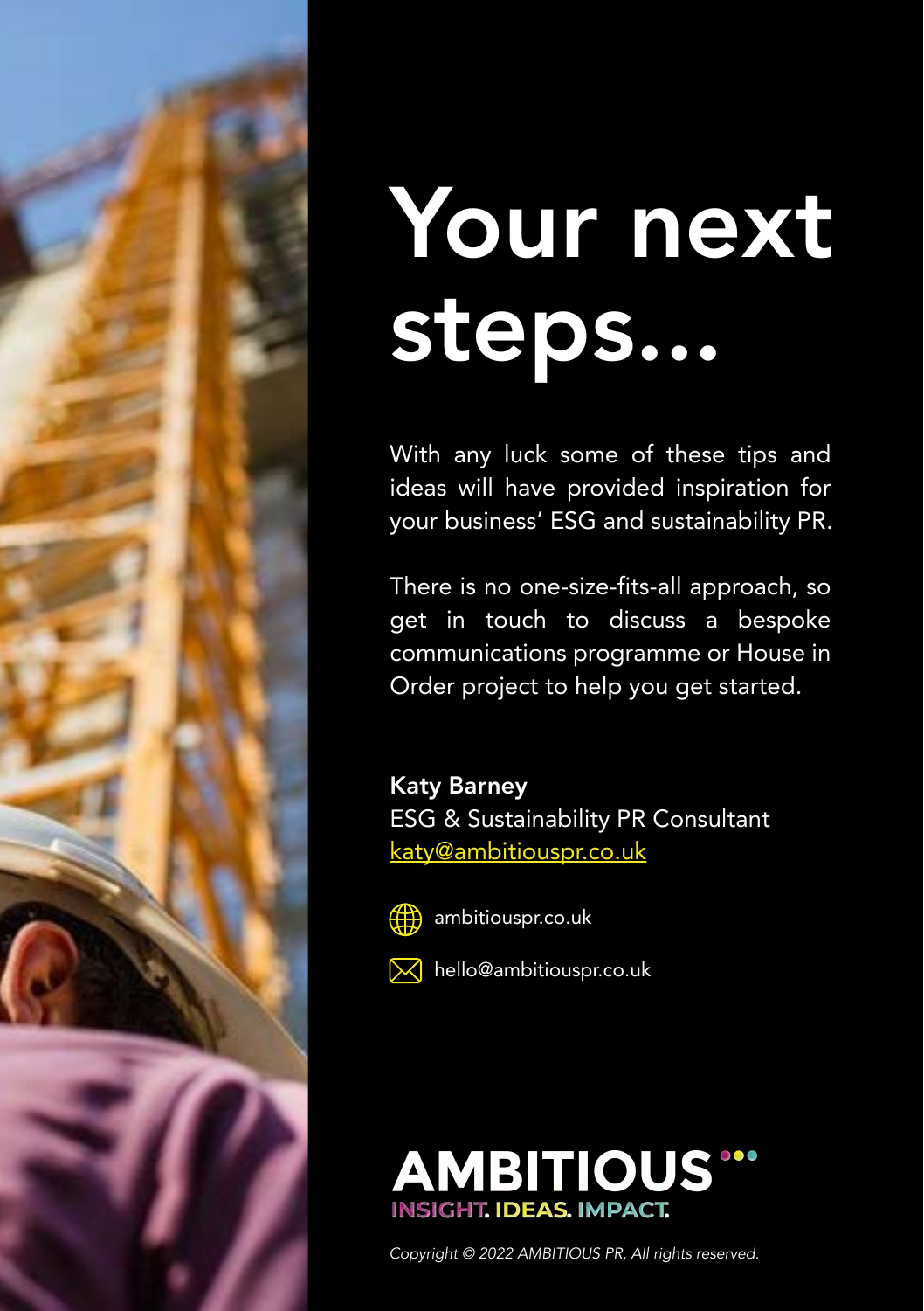# Your next steps...

With any luck some of these tips and ideas will have provided inspiration for your business' ESG and sustainability PR.

There is no one-size-fits-all approach, so get in touch to discuss a bespoke communications programme or House in Order project to help you get started.

**Katy Barney**
ESG & Sustainability PR Consultant
katy@ambitiouspr.co.uk

ambitiouspr.co.uk

hello@ambitiouspr.co.uk

**AMBITIOUS**
**INSIGHT. IDEAS. IMPACT.**

*Copyright © 2022 AMBITIOUS PR, All rights reserved.*